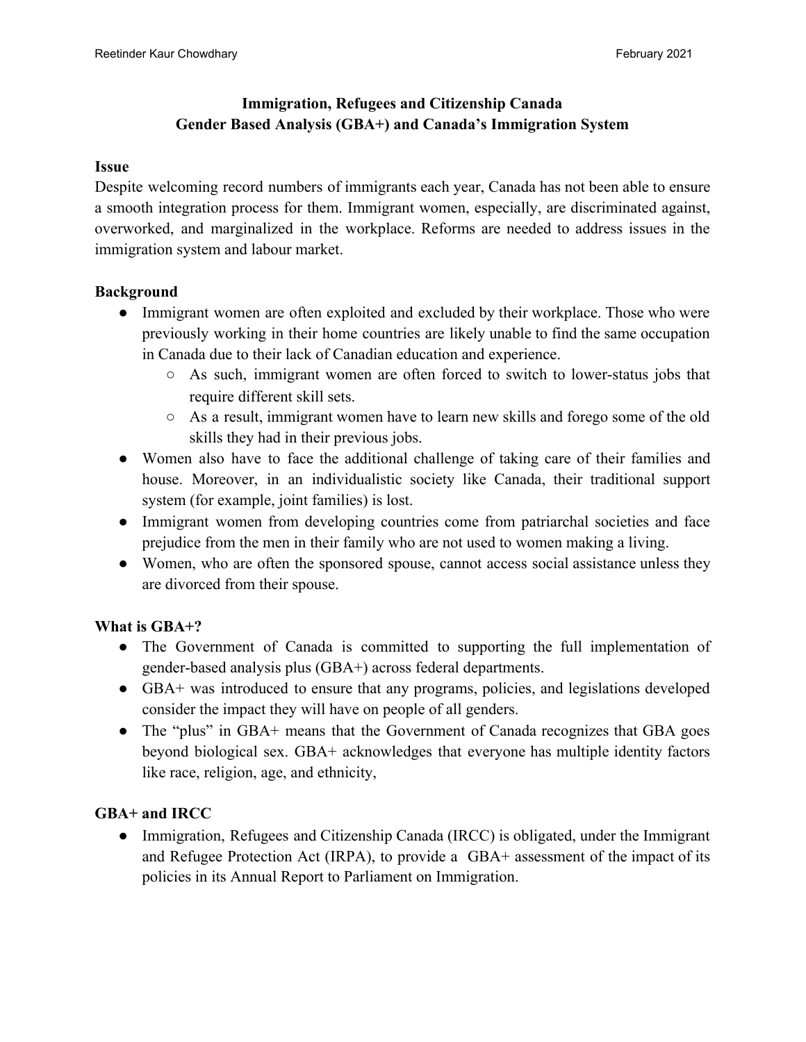Reetinder Kaur Chowdhary February 2021

**Immigration, Refugees and Citizenship Canada**
**Gender Based Analysis (GBA+) and Canada's Immigration System**

## Issue

Despite welcoming record numbers of immigrants each year, Canada has not been able to ensure a smooth integration process for them. Immigrant women, especially, are discriminated against, overworked, and marginalized in the workplace. Reforms are needed to address issues in the immigration system and labour market.

## Background

- Immigrant women are often exploited and excluded by their workplace. Those who were previously working in their home countries are likely unable to find the same occupation in Canada due to their lack of Canadian education and experience.
  - As such, immigrant women are often forced to switch to lower-status jobs that require different skill sets.
  - As a result, immigrant women have to learn new skills and forego some of the old skills they had in their previous jobs.
- Women also have to face the additional challenge of taking care of their families and house. Moreover, in an individualistic society like Canada, their traditional support system (for example, joint families) is lost.
- Immigrant women from developing countries come from patriarchal societies and face prejudice from the men in their family who are not used to women making a living.
- Women, who are often the sponsored spouse, cannot access social assistance unless they are divorced from their spouse.

## What is GBA+?

- The Government of Canada is committed to supporting the full implementation of gender-based analysis plus (GBA+) across federal departments.
- GBA+ was introduced to ensure that any programs, policies, and legislations developed consider the impact they will have on people of all genders.
- The "plus" in GBA+ means that the Government of Canada recognizes that GBA goes beyond biological sex. GBA+ acknowledges that everyone has multiple identity factors like race, religion, age, and ethnicity,

## GBA+ and IRCC

- Immigration, Refugees and Citizenship Canada (IRCC) is obligated, under the Immigrant and Refugee Protection Act (IRPA), to provide a GBA+ assessment of the impact of its policies in its Annual Report to Parliament on Immigration.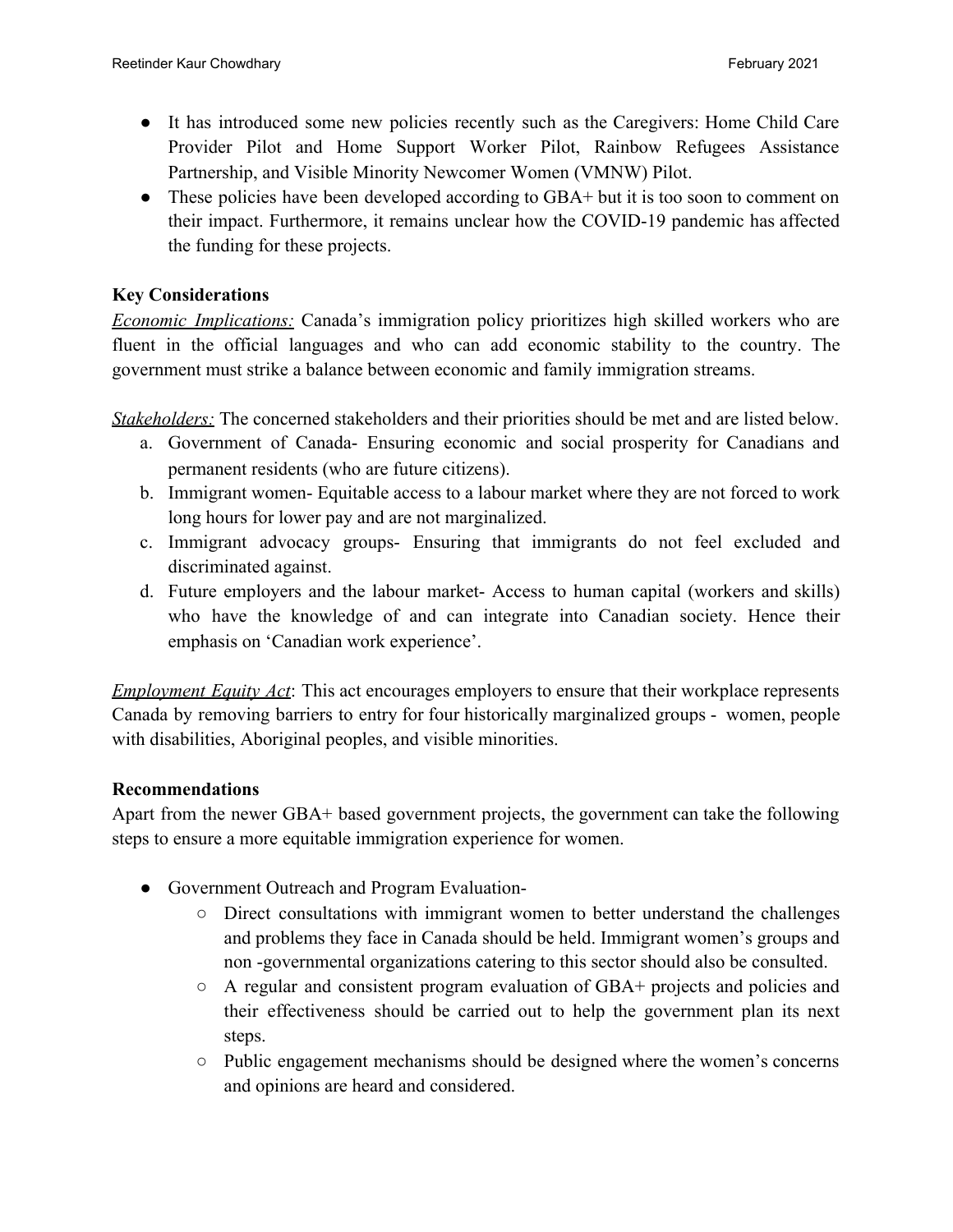- It has introduced some new policies recently such as the Caregivers: Home Child Care Provider Pilot and Home Support Worker Pilot, Rainbow Refugees Assistance Partnership, and Visible Minority Newcomer Women (VMNW) Pilot.
- These policies have been developed according to GBA+ but it is too soon to comment on their impact. Furthermore, it remains unclear how the COVID-19 pandemic has affected the funding for these projects.

**Key Considerations**

*Economic Implications:* Canada's immigration policy prioritizes high skilled workers who are fluent in the official languages and who can add economic stability to the country. The government must strike a balance between economic and family immigration streams.

*Stakeholders:* The concerned stakeholders and their priorities should be met and are listed below.

a. Government of Canada- Ensuring economic and social prosperity for Canadians and permanent residents (who are future citizens).
b. Immigrant women- Equitable access to a labour market where they are not forced to work long hours for lower pay and are not marginalized.
c. Immigrant advocacy groups- Ensuring that immigrants do not feel excluded and discriminated against.
d. Future employers and the labour market- Access to human capital (workers and skills) who have the knowledge of and can integrate into Canadian society. Hence their emphasis on 'Canadian work experience'.

*Employment Equity Act*: This act encourages employers to ensure that their workplace represents Canada by removing barriers to entry for four historically marginalized groups - women, people with disabilities, Aboriginal peoples, and visible minorities.

**Recommendations**

Apart from the newer GBA+ based government projects, the government can take the following steps to ensure a more equitable immigration experience for women.

- Government Outreach and Program Evaluation-
  - Direct consultations with immigrant women to better understand the challenges and problems they face in Canada should be held. Immigrant women's groups and non -governmental organizations catering to this sector should also be consulted.
  - A regular and consistent program evaluation of GBA+ projects and policies and their effectiveness should be carried out to help the government plan its next steps.
  - Public engagement mechanisms should be designed where the women's concerns and opinions are heard and considered.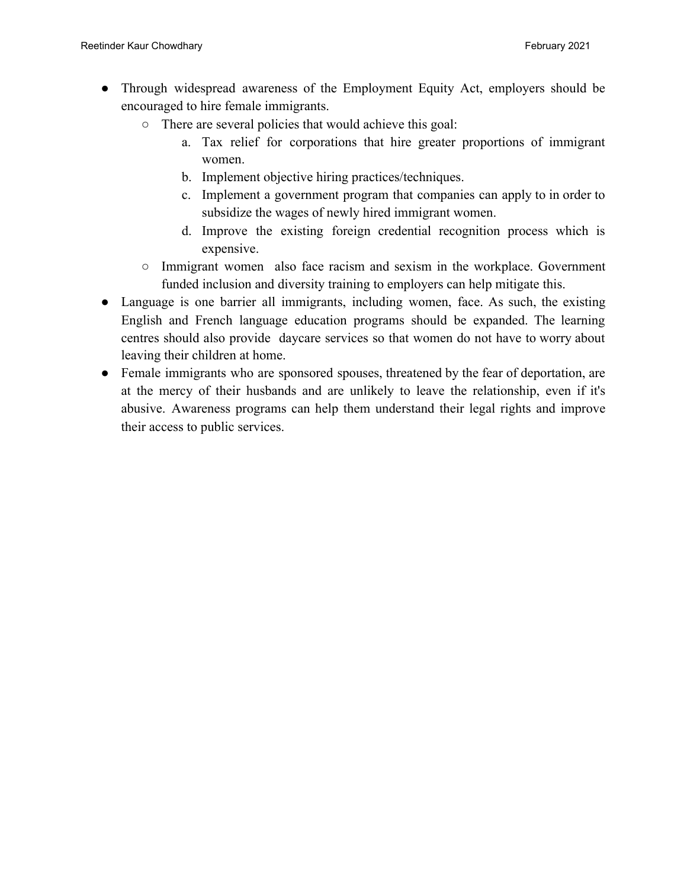- Through widespread awareness of the Employment Equity Act, employers should be encouraged to hire female immigrants.
    - There are several policies that would achieve this goal:
        a. Tax relief for corporations that hire greater proportions of immigrant women.
        b. Implement objective hiring practices/techniques.
        c. Implement a government program that companies can apply to in order to subsidize the wages of newly hired immigrant women.
        d. Improve the existing foreign credential recognition process which is expensive.
    - Immigrant women also face racism and sexism in the workplace. Government funded inclusion and diversity training to employers can help mitigate this.
- Language is one barrier all immigrants, including women, face. As such, the existing English and French language education programs should be expanded. The learning centres should also provide daycare services so that women do not have to worry about leaving their children at home.
- Female immigrants who are sponsored spouses, threatened by the fear of deportation, are at the mercy of their husbands and are unlikely to leave the relationship, even if it's abusive. Awareness programs can help them understand their legal rights and improve their access to public services.